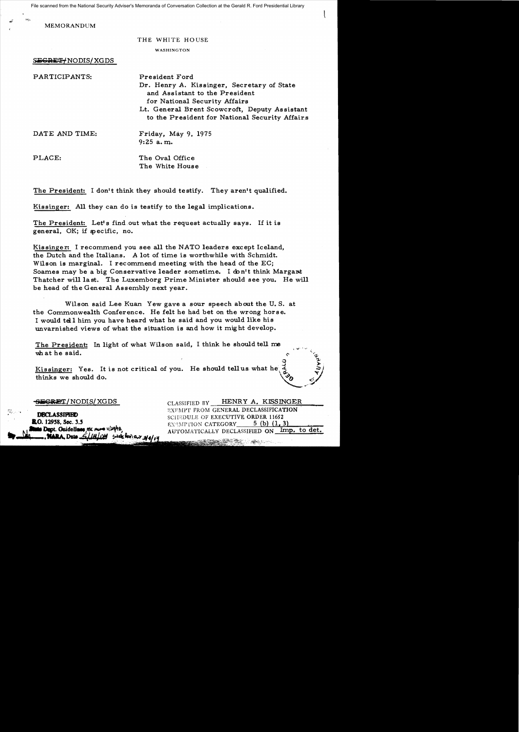File scanned from the National Security Adviser's Memoranda of Conversation Collection at the Gerald R. Ford Presidential Library

MEMORANDUM

THE WHITE HOUSE

WASHINGTON

~~SECRET~~/NODIS/XGDS

PARTICIPANTS: President Ford
Dr. Henry A. Kissinger, Secretary of State and Assistant to the President for National Security Affairs
Lt. General Brent Scowcroft, Deputy Assistant to the President for National Security Affairs

DATE AND TIME: Friday, May 9, 1975
9:25 a.m.

PLACE: The Oval Office
The White House

The President: I don't think they should testify. They aren't qualified.

Kissinger: All they can do is testify to the legal implications.

The President: Let's find out what the request actually says. If it is general, OK; if specific, no.

Kissinger: I recommend you see all the NATO leaders except Iceland, the Dutch and the Italians. A lot of time is worthwhile with Schmidt. Wilson is marginal. I recommend meeting with the head of the EC; Soames may be a big Conservative leader sometime. I don't think Margaret Thatcher will last. The Luxemborg Prime Minister should see you. He will be head of the General Assembly next year.

Wilson said Lee Kuan Yew gave a sour speech about the U.S. at the Commonwealth Conference. He felt he had bet on the wrong horse. I would tell him you have heard what he said and you would like his unvarnished views of what the situation is and how it might develop.

The President: In light of what Wilson said, I think he should tell me what he said.

Kissinger: Yes. It is not critical of you. He should tell us what he thinks we should do.

~~SECRET~~/NODIS/XGDS

DECLASSIFIED
E.O. 12958, Sec. 3.5
State Dept. Guidelines, NSC memo 11/24/98,
NARA, Date 5/18/04

CLASSIFIED BY HENRY A. KISSINGER
EXEMPT FROM GENERAL DECLASSIFICATION
SCHEDULE OF EXECUTIVE ORDER 11652
EXEMPTION CATEGORY 5 (b) (1, 3)
AUTOMATICALLY DECLASSIFIED ON Imp. to det.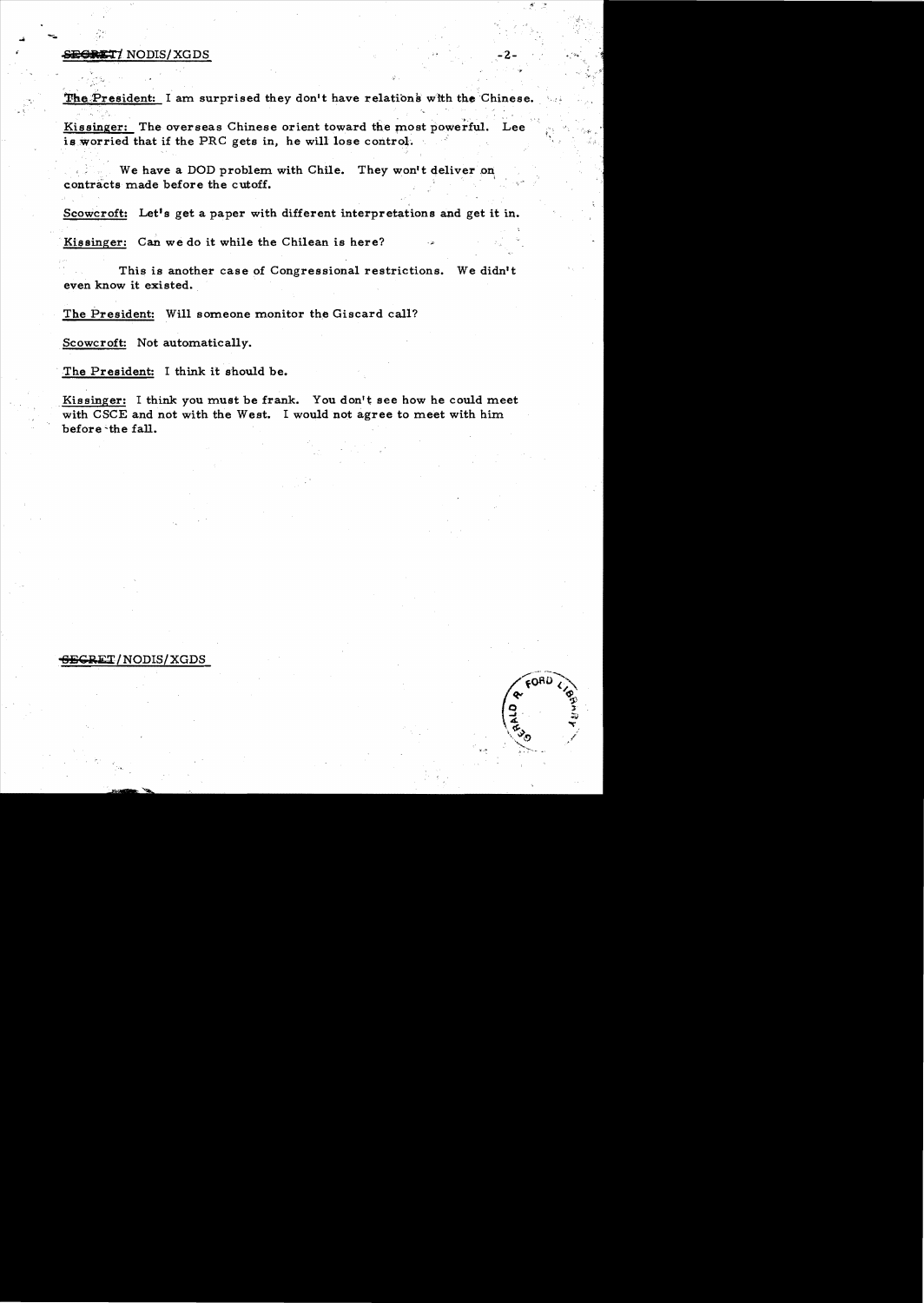**The President:** I am surprised they don't have relations with the Chinese.

**Kissinger:** The overseas Chinese orient toward the most powerful. Lee is worried that if the PRC gets in, he will lose control.

We have a DOD problem with Chile. They won't deliver on contracts made before the cutoff.

**Scowcroft:** Let's get a paper with different interpretations and get it in.

**Kissinger:** Can we do it while the Chilean is here?

This is another case of Congressional restrictions. We didn't even know it existed.

**The President:** Will someone monitor the Giscard call?

**Scowcroft:** Not automatically.

**The President:** I think it should be.

**Kissinger:** I think you must be frank. You don't see how he could meet with CSCE and not with the West. I would not agree to meet with him before the fall.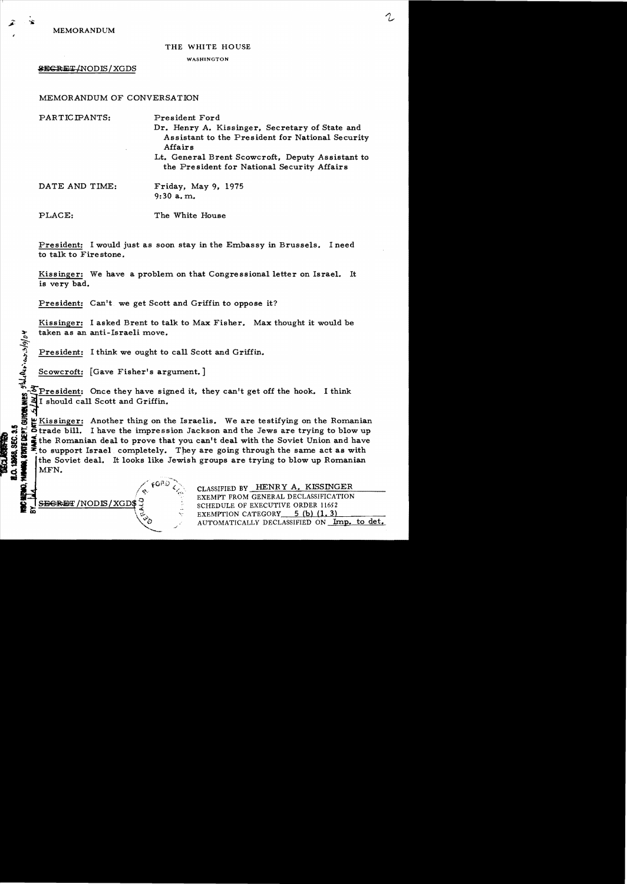MEMORANDUM

THE WHITE HOUSE

WASHINGTON

~~SECRET~~/NODIS/XGDS

MEMORANDUM OF CONVERSATION

PARTICIPANTS: President Ford
Dr. Henry A. Kissinger, Secretary of State and Assistant to the President for National Security Affairs
Lt. General Brent Scowcroft, Deputy Assistant to the President for National Security Affairs

DATE AND TIME: Friday, May 9, 1975
9:30 a.m.

PLACE: The White House

President: I would just as soon stay in the Embassy in Brussels. I need to talk to Firestone.

Kissinger: We have a problem on that Congressional letter on Israel. It is very bad.

President: Can't we get Scott and Griffin to oppose it?

Kissinger: I asked Brent to talk to Max Fisher. Max thought it would be taken as an anti-Israeli move.

President: I think we ought to call Scott and Griffin.

Scowcroft: [Gave Fisher's argument.]

President: Once they have signed it, they can't get off the hook. I think I should call Scott and Griffin.

Kissinger: Another thing on the Israelis. We are testifying on the Romanian trade bill. I have the impression Jackson and the Jews are trying to blow up the Romanian deal to prove that you can't deal with the Soviet Union and have to support Israel completely. They are going through the same act as with the Soviet deal. It looks like Jewish groups are trying to blow up Romanian MFN.

~~SECRET~~/NODIS/XGDS

CLASSIFIED BY HENRY A. KISSINGER
EXEMPT FROM GENERAL DECLASSIFICATION
SCHEDULE OF EXECUTIVE ORDER 11652
EXEMPTION CATEGORY 5 (b) (1, 3)
AUTOMATICALLY DECLASSIFIED ON Imp. to det.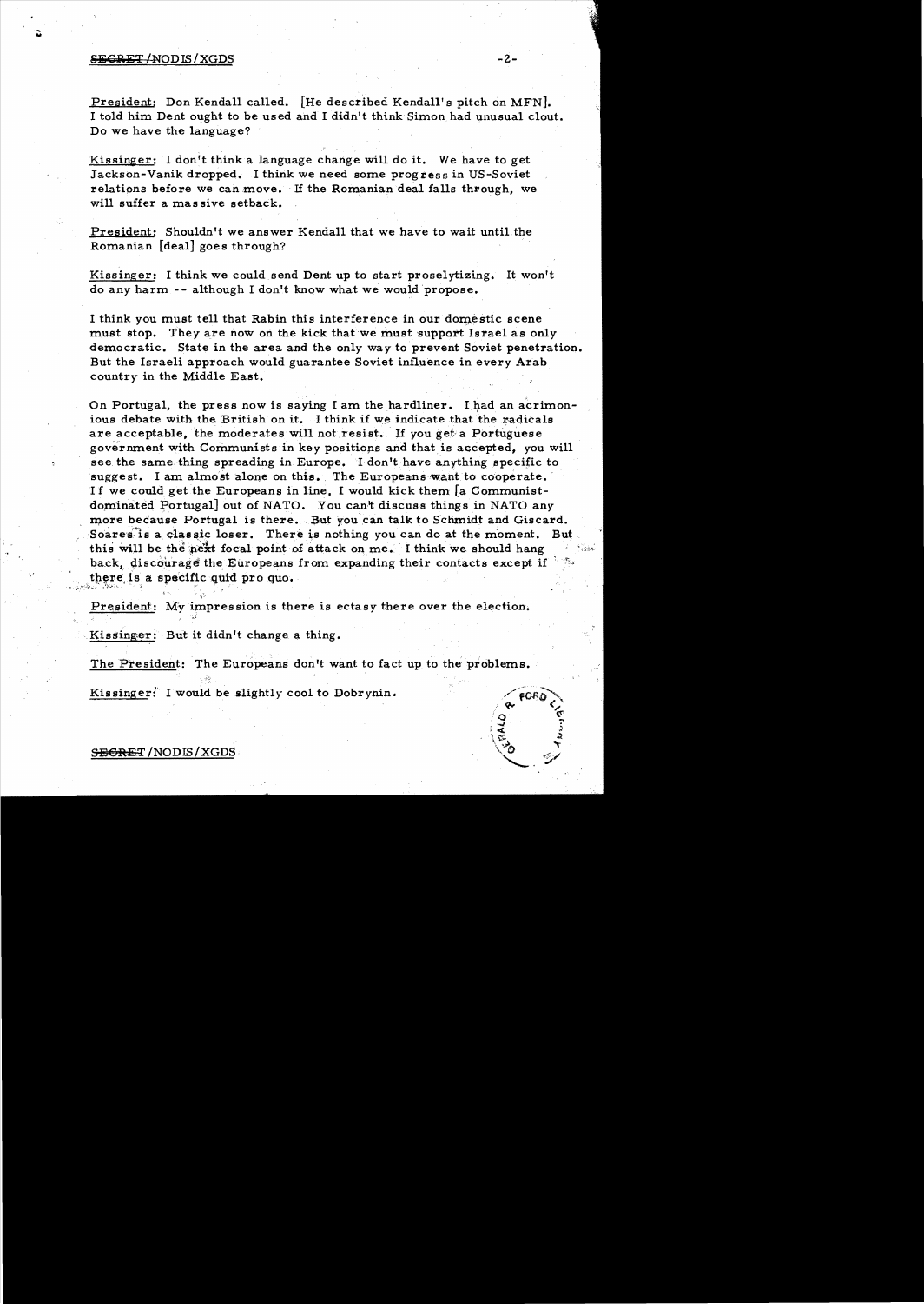President: Don Kendall called. [He described Kendall's pitch on MFN]. I told him Dent ought to be used and I didn't think Simon had unusual clout. Do we have the language?

Kissinger: I don't think a language change will do it. We have to get Jackson-Vanik dropped. I think we need some progress in US-Soviet relations before we can move. If the Romanian deal falls through, we will suffer a massive setback.

President: Shouldn't we answer Kendall that we have to wait until the Romanian [deal] goes through?

Kissinger: I think we could send Dent up to start proselytizing. It won't do any harm -- although I don't know what we would propose.

I think you must tell that Rabin this interference in our domestic scene must stop. They are now on the kick that we must support Israel as only democratic. State in the area and the only way to prevent Soviet penetration. But the Israeli approach would guarantee Soviet influence in every Arab country in the Middle East.

On Portugal, the press now is saying I am the hardliner. I had an acrimonious debate with the British on it. I think if we indicate that the radicals are acceptable, the moderates will not resist. If you get a Portuguese government with Communists in key positions and that is accepted, you will see the same thing spreading in Europe. I don't have anything specific to suggest. I am almost alone on this. The Europeans want to cooperate. If we could get the Europeans in line, I would kick them [a Communist-dominated Portugal] out of NATO. You can't discuss things in NATO any more because Portugal is there. But you can talk to Schmidt and Giscard. Soares is a classic loser. There is nothing you can do at the moment. But this will be the next focal point of attack on me. I think we should hang back, discourage the Europeans from expanding their contacts except if there is a specific quid pro quo.

President: My impression is there is ectasy there over the election.

Kissinger: But it didn't change a thing.

The President: The Europeans don't want to fact up to the problems.

Kissinger: I would be slightly cool to Dobrynin.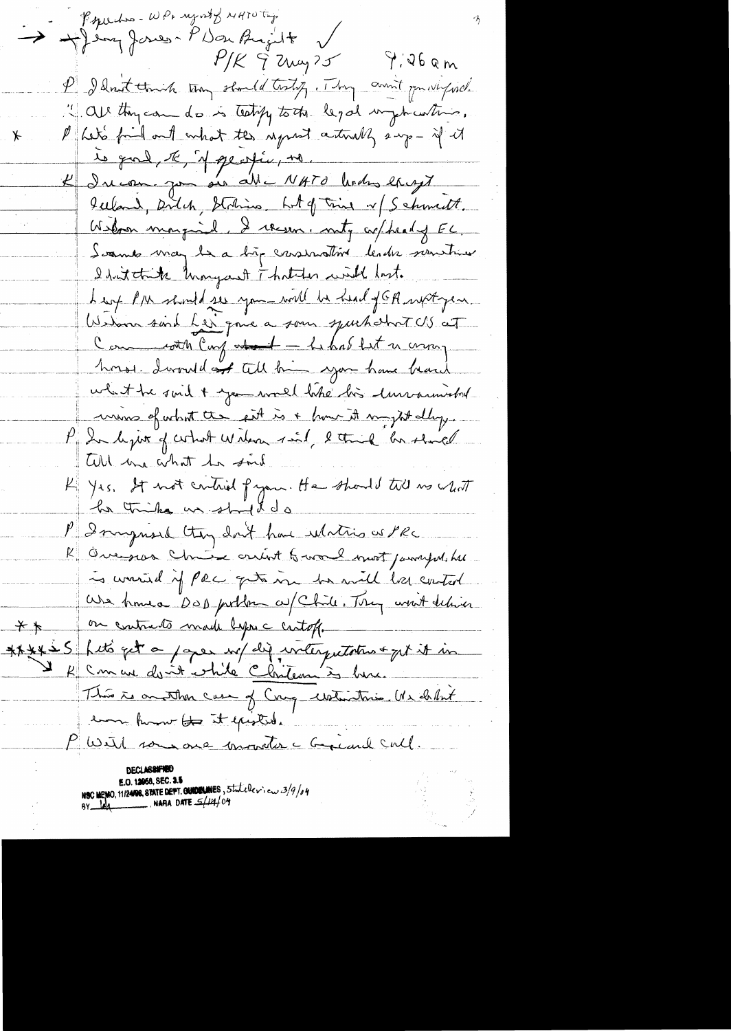Psychos - WPs repost of NATO try
→ + Jerry Jones - P Don Brazil + ✓

P/K 9 May 75    9:26 am

P  I don't think they should testify. They aren't providing. All they can do is testify to the legal implications.

\* P  Let's find out what the report actually says – if it is good, ok, if specific, no.

K  I can you on all NATO leaders except Iceland, Dutch, Italians. Lot of time w/ Schmidt. Wilson marginal. I recom. mtg w/ head of EC. Soames may be a big conservative leader sometime. I don't think Margaret Thatcher will last.

Les of PM should see you – will be head of GR next year. Wilson said Les gave a sour speech that US at Commonwealth Conf about – he has lost in wrong horse. I would not tell him you have heard what he said & you would like his univ... views of what the sit is & how it might develop.

P  In light of what Wilson said, I think he should tell me what he said.

K  Yes. It not critical of you. He should tell us what he thinks we should do.

P  I suppose they don't have relations w/ PRC.

K  Overseas Chinese aren't too weak most powerful. He is worried if PRC gets in he will lose control. We have a DOD problem w/ Chile. They won't deliver on contracts made before cutoff.

\*\* 

\*\*\*\*\*S  Let's get a paper w/ diff interpretations & get it in

↘ K  Can we don't while Chiteam is here. This is another case of Cong restrictions. We didn't even know it existed.

P  Will someone monitor c Gerard call.

DECLASSIFIED
E.O. 12958, SEC. 3.5
NSC MEMO, 11/24/98, STATE DEPT. GUIDELINES, State Review 3/9/04
BY ___ NARA DATE 5/14/04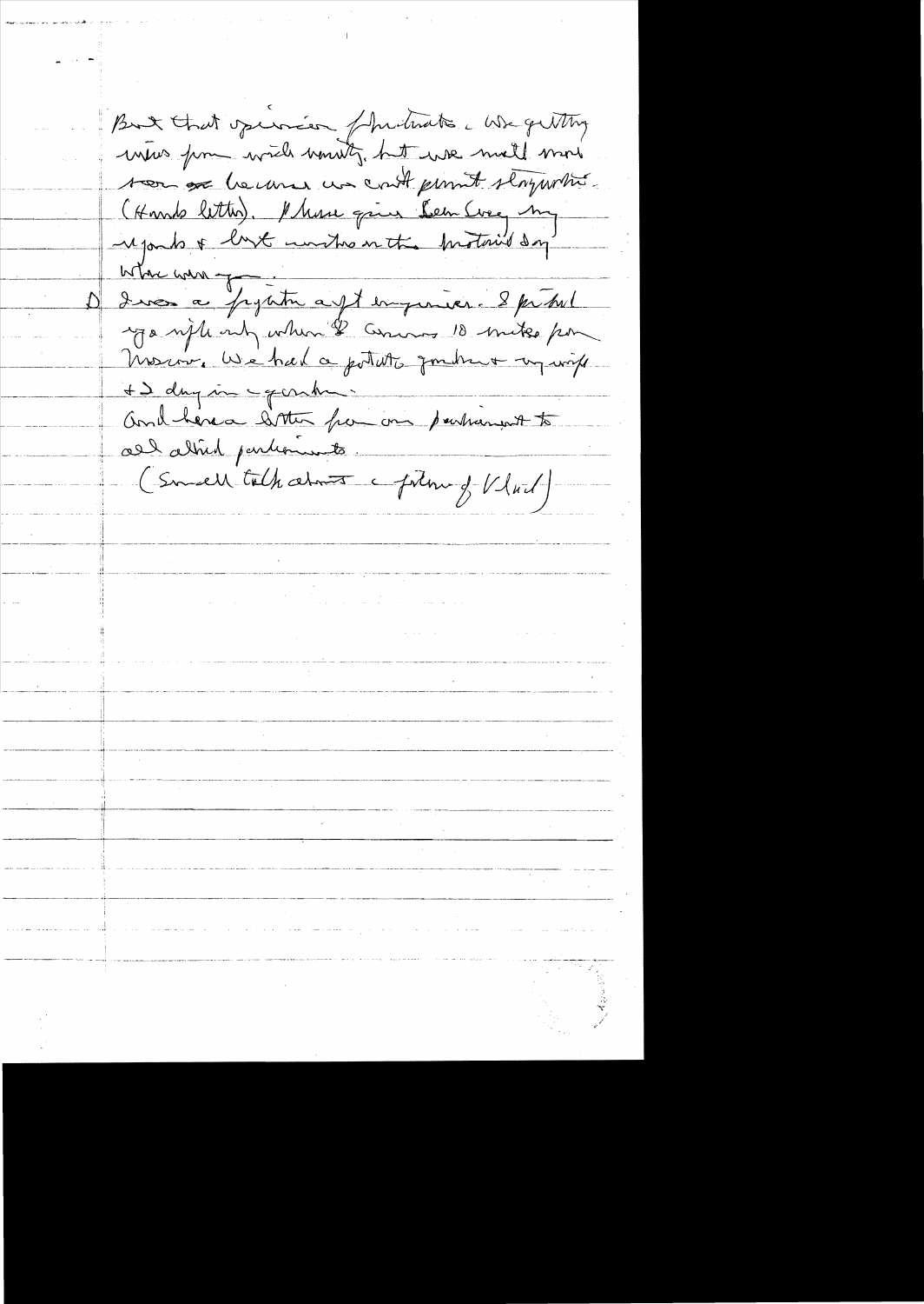But that opinion frustrates. We getting views from wide variety, but we must move soon because we can't permit slogans. (Hands letter). Please give Sen Cree my regards & best wishes on this historic day.

When war ---.

D I was a fighter aft engineer. I fought 45 nights only when I came 18 miles from Moscow. We had a potato garden & my wife + 2 day in garden.

And here a letter from our parliament to all allied parliaments.

(Small talk about a picture of Vlad)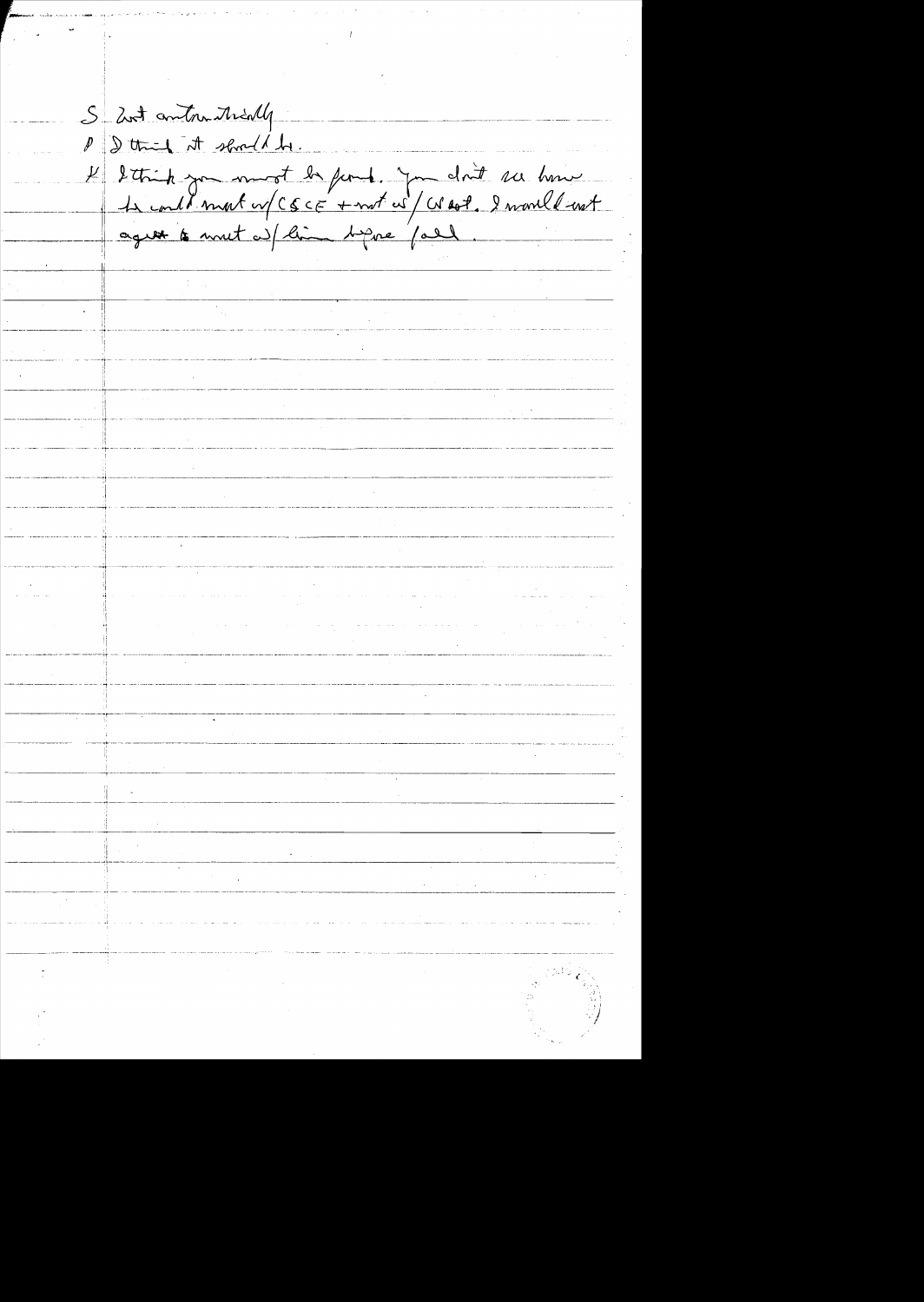S Not automatically

P I think it should be.

K I think you must be firm. You don't see how he could meet w/ CSCE + not w/ West. I would not agree to meet w/ him before [?].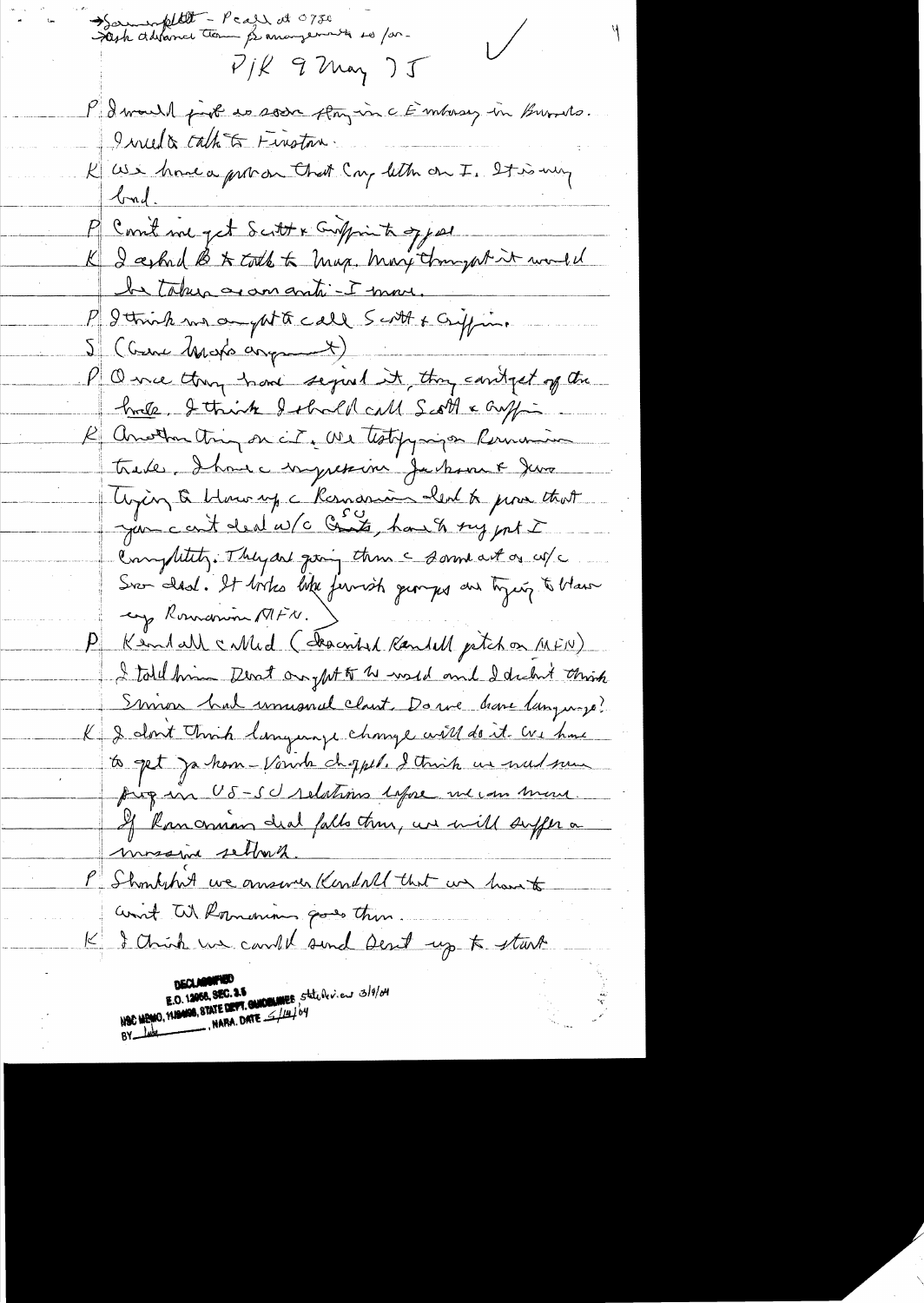→ Schlesinger – Peale at 0750
→ Ask advance team for arrangements so far.

P/K 9 May 75

P: I would just as soon stay in the Embassy in Brussels. I need to talk to Kissinger [Tindemans?].

K: We have a problem that Cong letter on I. It is very bad.

P: Can't we get Scott & Griffin to oppose.

K: I asked B to talk to Mansfield. Mansfield thought it would be taken as an anti-I move.

P: I think we ought to call Scott & Griffin.

S: (Gave Marsh's argument)

P: Once they have signed it, they can't get off the hook. I think I should call Scott & Griffin.

K: Another thing on the I. We testifying on Romanian trade. I have the impression Jackson & Jews trying to blow up the Romanian deal to prove that you can't deal w/o the SU, how to try get I completely. They are going thru the same act as w/ the Sov deal. It looks like Jewish groups are trying to blow up Romanian MFN.

P: Kendall called (described Kendall pitch on MFN). I told him Dent ought to be used and I didn't think Simon had unusual clout. Do we have language?

K: I don't think language change will do it. We have to get Jackson-Vanik chopped. I think we need some progress in US-SU relations before we can move. If Romanian deal falls thru, we will suffer a massive setback.

P: Shouldn't we answer Kendall that we have to wait til Romanian goes thru.

K: I think we could send Dent up to start

DECLASSIFIED
E.O. 12958, SEC. 3.5
NSC MEMO, 11/24/98, STATE DEPT. GUIDELINES State Review 3/9/04
BY ___ , NARA, DATE 5/14/04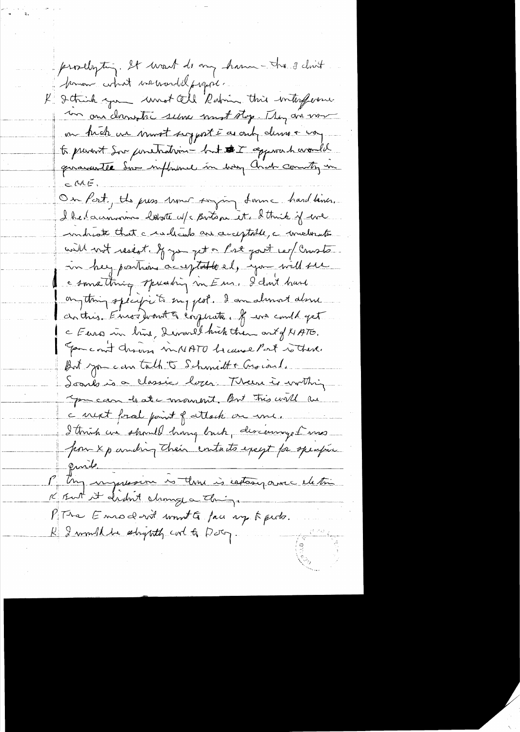proselytizing. It won't do any harm – tho I don't know what we would propose.

K: I think you must tell Rabin this interference in our domestic scene must stop. They are moving on track we must support & as only demo – way to prevent Sov penetration – but I approach would guarantee Sov influence in every Arab country in ME.

On Port, the press now saying some hard lines. I had acrimonious debate w/ Britain on it. I think if we indicate that radicals are acceptable, moderates will not resist. If you get a Port govt w/ Commts in key positions acceptable, you will see same thing spreading in Eur. I don't have anything specific to my post. I am almost alone on this. Euros want to cooperate. If we could get Euros in line, I would kick them out of NATO. You can't discuss in NATO because Port is there. But you can talk to Schmidt + Giscard. Soares is a classic loser. There is nothing you can do at moment. But this will be next focal point of attack on me. I think we should hang back, discourage Euros from expanding their contacts except for specific goals.

P: My impression is there is ecstasy over election.

K: But it didn't change a thing.

P: The Euros don't want to face up to facts.

K: I would be slightly cool to Dirty.